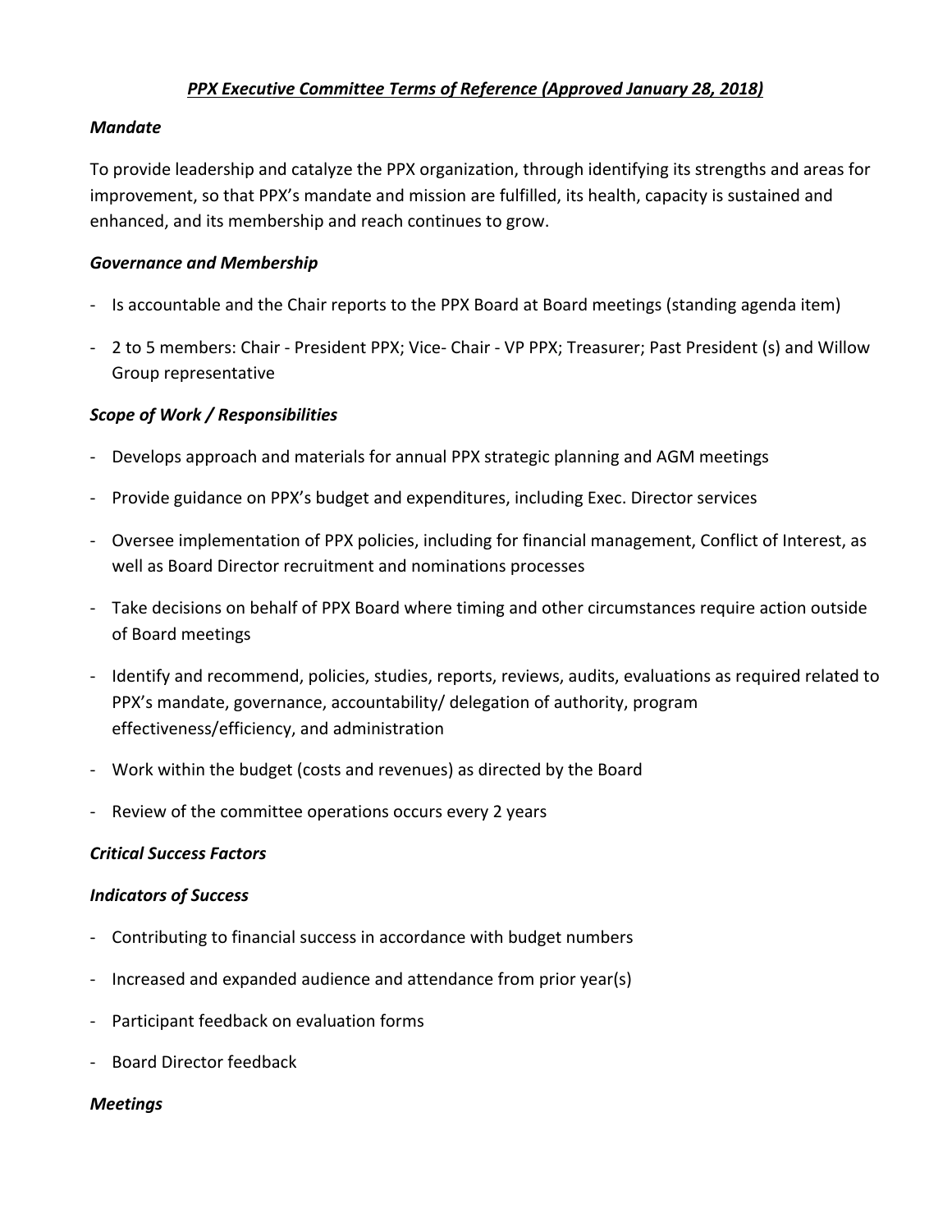# *PPX Executive Committee Terms of Reference (Approved January 28, 2018)*

## *Mandate*

To provide leadership and catalyze the PPX organization, through identifying its strengths and areas for improvement, so that PPX's mandate and mission are fulfilled, its health, capacity is sustained and enhanced, and its membership and reach continues to grow.

## *Governance and Membership*

- Is accountable and the Chair reports to the PPX Board at Board meetings (standing agenda item)
- 2 to 5 members: Chair - President PPX; Vice- Chair - VP PPX; Treasurer; Past President (s) and Willow Group representative

## *Scope of Work / Responsibilities*

- Develops approach and materials for annual PPX strategic planning and AGM meetings
- Provide guidance on PPX's budget and expenditures, including Exec. Director services
- Oversee implementation of PPX policies, including for financial management, Conflict of Interest, as well as Board Director recruitment and nominations processes
- Take decisions on behalf of PPX Board where timing and other circumstances require action outside of Board meetings
- Identify and recommend, policies, studies, reports, reviews, audits, evaluations as required related to PPX's mandate, governance, accountability/ delegation of authority, program effectiveness/efficiency, and administration
- Work within the budget (costs and revenues) as directed by the Board
- Review of the committee operations occurs every 2 years

## *Critical Success Factors*

## *Indicators of Success*

- Contributing to financial success in accordance with budget numbers
- Increased and expanded audience and attendance from prior year(s)
- Participant feedback on evaluation forms
- Board Director feedback

## *Meetings*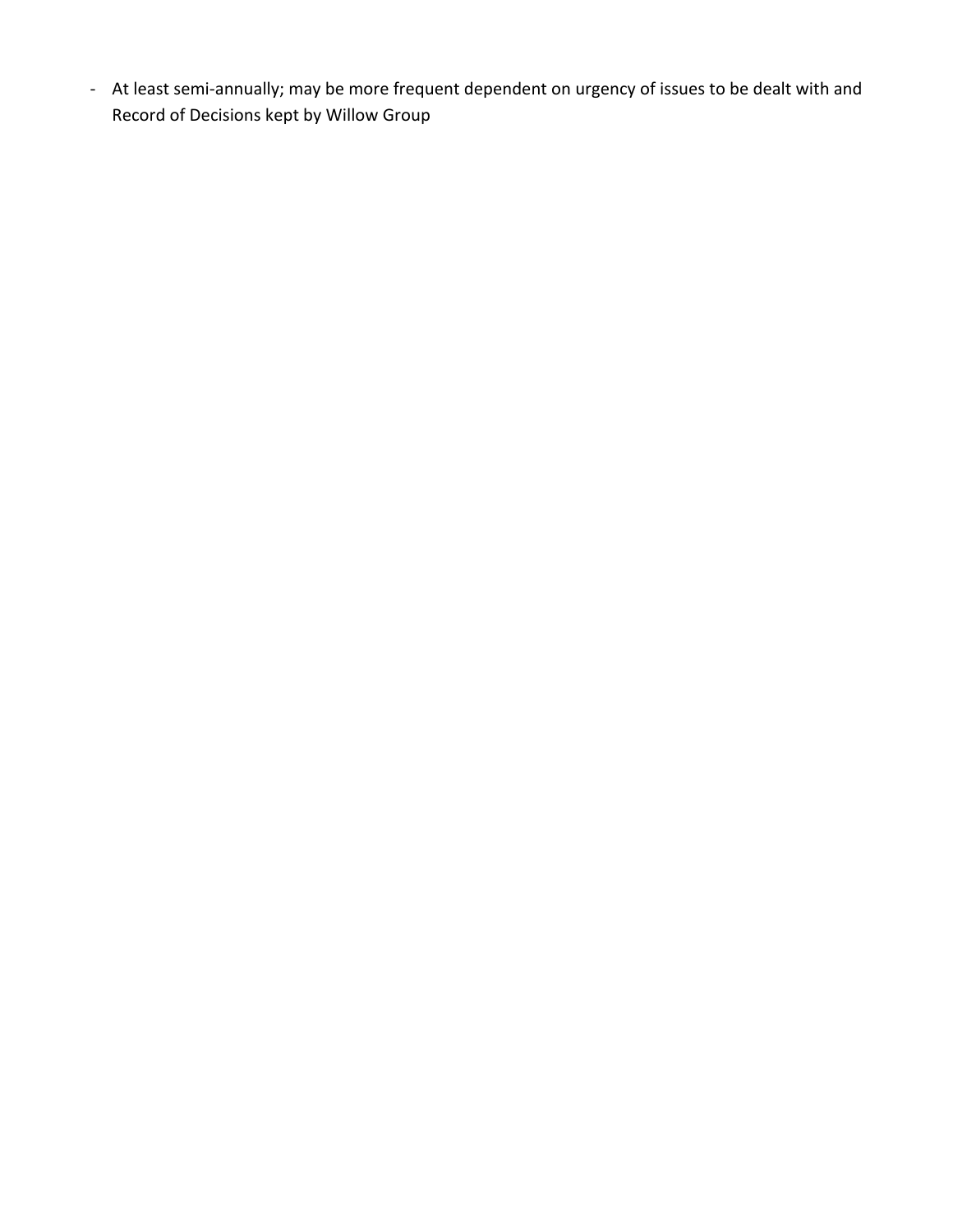- At least semi-annually; may be more frequent dependent on urgency of issues to be dealt with and Record of Decisions kept by Willow Group